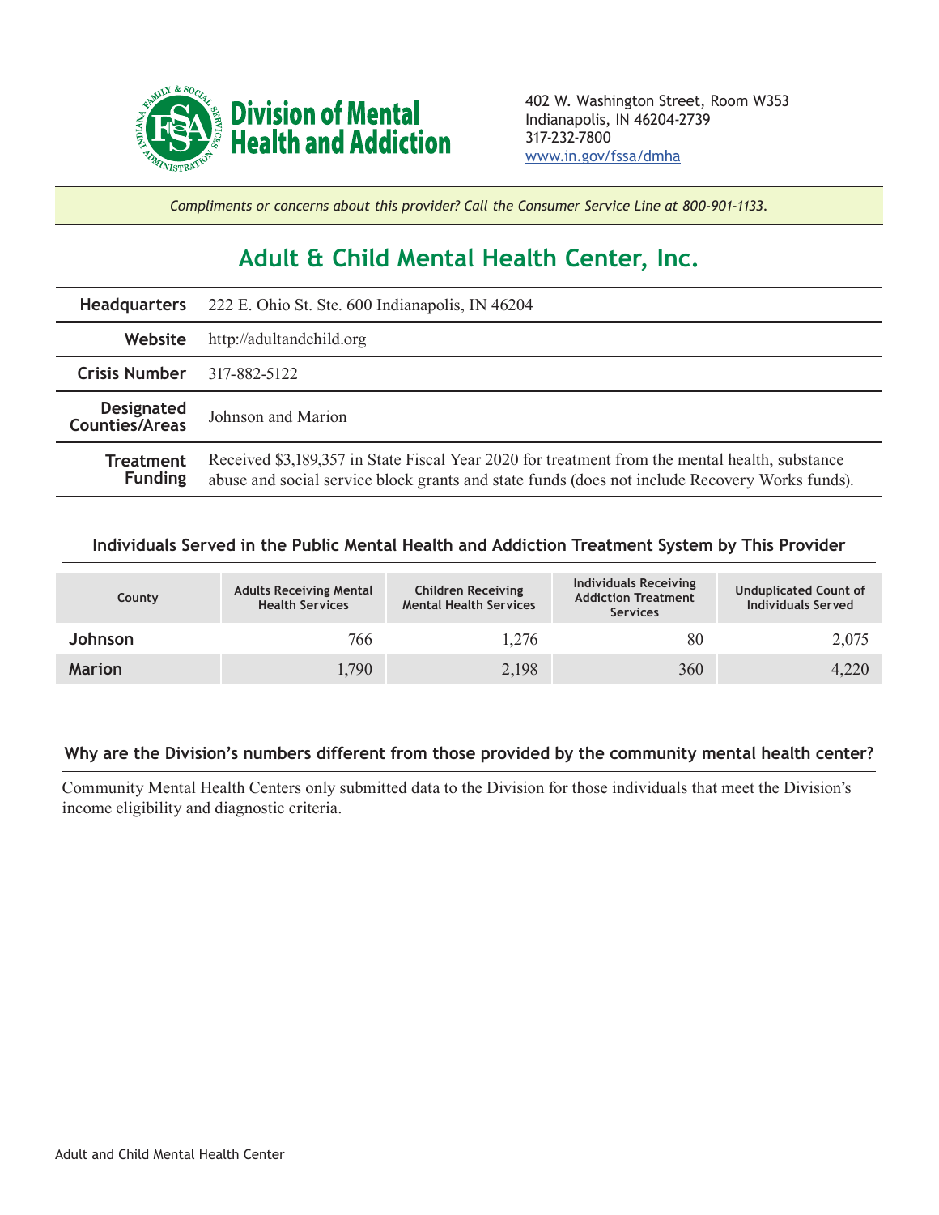**Division of Mental Health and Addiction**

402 W. Washington Street, Room W353
Indianapolis, IN 46204-2739
317-232-7800
www.in.gov/fssa/dmha

*Compliments or concerns about this provider? Call the Consumer Service Line at 800-901-1133.*

# Adult & Child Mental Health Center, Inc.

| | |
|---|---|
| **Headquarters** | 222 E. Ohio St. Ste. 600 Indianapolis, IN 46204 |
| **Website** | http://adultandchild.org |
| **Crisis Number** | 317-882-5122 |
| **Designated Counties/Areas** | Johnson and Marion |
| **Treatment Funding** | Received $3,189,357 in State Fiscal Year 2020 for treatment from the mental health, substance abuse and social service block grants and state funds (does not include Recovery Works funds). |

## Individuals Served in the Public Mental Health and Addiction Treatment System by This Provider

| County | Adults Receiving Mental Health Services | Children Receiving Mental Health Services | Individuals Receiving Addiction Treatment Services | Unduplicated Count of Individuals Served |
|---|---|---|---|---|
| Johnson | 766 | 1,276 | 80 | 2,075 |
| Marion | 1,790 | 2,198 | 360 | 4,220 |

## Why are the Division's numbers different from those provided by the community mental health center?

Community Mental Health Centers only submitted data to the Division for those individuals that meet the Division's income eligibility and diagnostic criteria.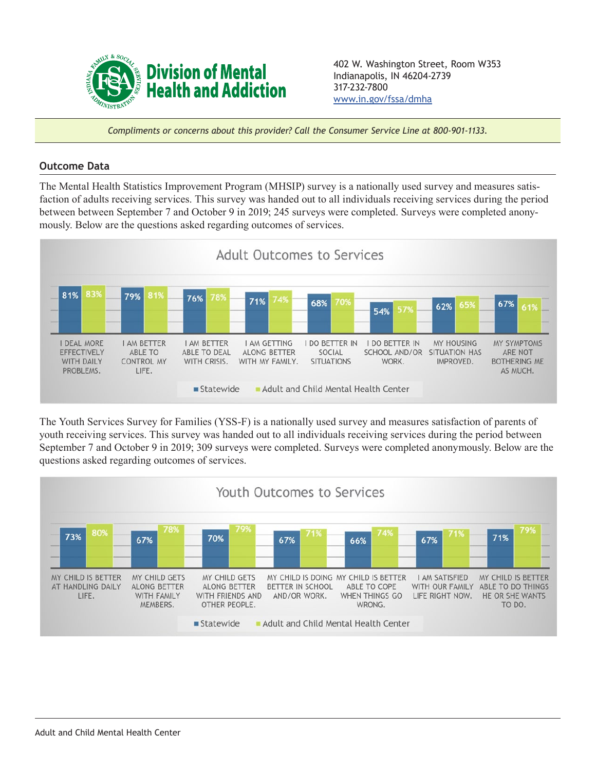Division of Mental Health and Addiction

402 W. Washington Street, Room W353
Indianapolis, IN 46204-2739
317-232-7800
www.in.gov/fssa/dmha

*Compliments or concerns about this provider? Call the Consumer Service Line at 800-901-1133.*

## Outcome Data

The Mental Health Statistics Improvement Program (MHSIP) survey is a nationally used survey and measures satisfaction of adults receiving services. This survey was handed out to all individuals receiving services during the period between between September 7 and October 9 in 2019; 245 surveys were completed. Surveys were completed anonymously. Below are the questions asked regarding outcomes of services.

Adult Outcomes to Services

I DEAL MORE EFFECTIVELY WITH DAILY PROBLEMS. 81% 83%
I AM BETTER ABLE TO CONTROL MY LIFE. 79% 81%
I AM BETTER ABLE TO DEAL WITH CRISIS. 76% 78%
I AM GETTING ALONG BETTER WITH MY FAMILY. 71% 74%
I DO BETTER IN SOCIAL SITUATIONS 68% 70%
I DO BETTER IN SCHOOL AND/OR WORK. 54% 57%
MY HOUSING SITUATION HAS IMPROVED. 62% 65%
MY SYMPTOMS ARE NOT BOTHERING ME AS MUCH. 67% 61%

Statewide
Adult and Child Mental Health Center

The Youth Services Survey for Families (YSS-F) is a nationally used survey and measures satisfaction of parents of youth receiving services. This survey was handed out to all individuals receiving services during the period between September 7 and October 9 in 2019; 309 surveys were completed. Surveys were completed anonymously. Below are the questions asked regarding outcomes of services.

Youth Outcomes to Services

MY CHILD IS BETTER AT HANDLING DAILY LIFE. 73% 80%
MY CHILD GETS ALONG BETTER WITH FAMILY MEMBERS. 67% 78%
MY CHILD GETS ALONG BETTER WITH FRIENDS AND OTHER PEOPLE. 70% 79%
MY CHILD IS DOING BETTER IN SCHOOL AND/OR WORK. 67% 71%
MY CHILD IS BETTER ABLE TO COPE WHEN THINGS GO WRONG. 66% 74%
I AM SATISFIED WITH OUR FAMILY LIFE RIGHT NOW. 67% 71%
MY CHILD IS BETTER ABLE TO DO THINGS HE OR SHE WANTS TO DO. 71% 79%

Statewide
Adult and Child Mental Health Center

Adult and Child Mental Health Center